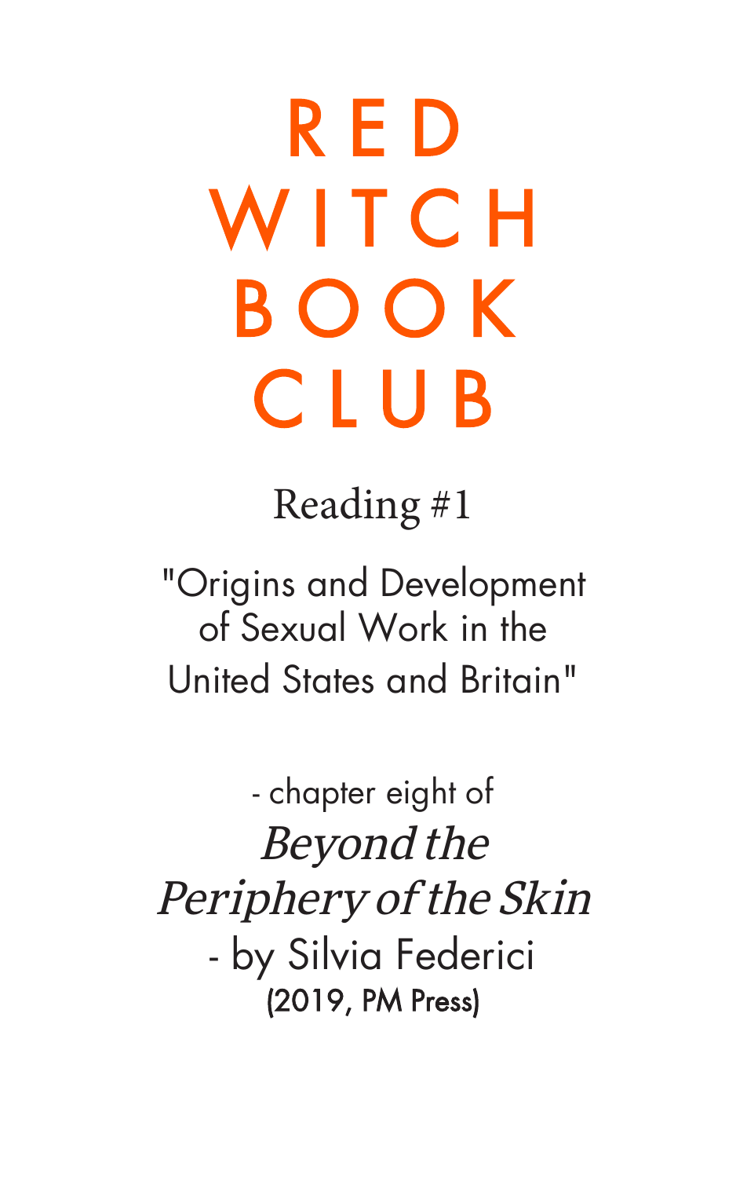# RED WITCH BOOK CLUB

Reading #1

"Origins and Development of Sexual Work in the United States and Britain"

- chapter eight of

*Beyond the Periphery of the Skin*

- by Silvia Federici

(2019, PM Press)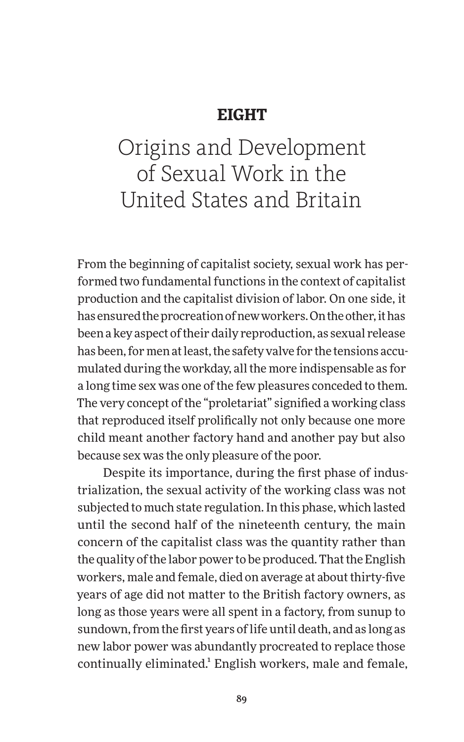# EIGHT

# Origins and Development of Sexual Work in the United States and Britain

From the beginning of capitalist society, sexual work has performed two fundamental functions in the context of capitalist production and the capitalist division of labor. On one side, it has ensured the procreation of new workers. On the other, it has been a key aspect of their daily reproduction, as sexual release has been, for men at least, the safety valve for the tensions accumulated during the workday, all the more indispensable as for a long time sex was one of the few pleasures conceded to them. The very concept of the "proletariat" signified a working class that reproduced itself prolifically not only because one more child meant another factory hand and another pay but also because sex was the only pleasure of the poor.

Despite its importance, during the first phase of industrialization, the sexual activity of the working class was not subjected to much state regulation. In this phase, which lasted until the second half of the nineteenth century, the main concern of the capitalist class was the quantity rather than the quality of the labor power to be produced. That the English workers, male and female, died on average at about thirty-five years of age did not matter to the British factory owners, as long as those years were all spent in a factory, from sunup to sundown, from the first years of life until death, and as long as new labor power was abundantly procreated to replace those continually eliminated.[1] English workers, male and female,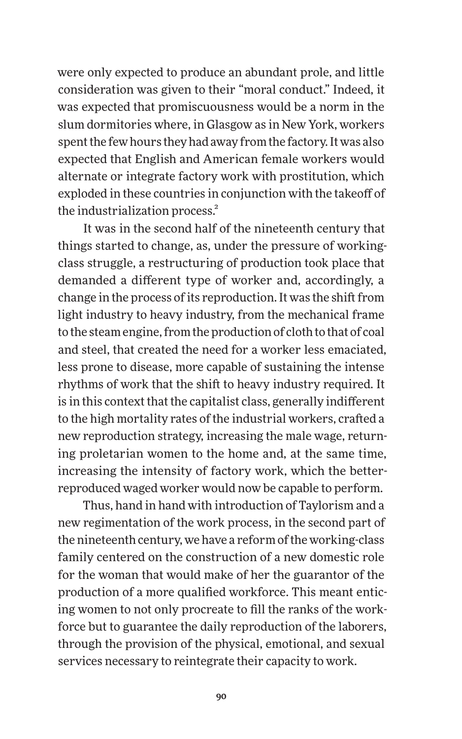were only expected to produce an abundant prole, and little consideration was given to their "moral conduct." Indeed, it was expected that promiscuousness would be a norm in the slum dormitories where, in Glasgow as in New York, workers spent the few hours they had away from the factory. It was also expected that English and American female workers would alternate or integrate factory work with prostitution, which exploded in these countries in conjunction with the takeoff of the industrialization process.[2]

It was in the second half of the nineteenth century that things started to change, as, under the pressure of working-class struggle, a restructuring of production took place that demanded a different type of worker and, accordingly, a change in the process of its reproduction. It was the shift from light industry to heavy industry, from the mechanical frame to the steam engine, from the production of cloth to that of coal and steel, that created the need for a worker less emaciated, less prone to disease, more capable of sustaining the intense rhythms of work that the shift to heavy industry required. It is in this context that the capitalist class, generally indifferent to the high mortality rates of the industrial workers, crafted a new reproduction strategy, increasing the male wage, returning proletarian women to the home and, at the same time, increasing the intensity of factory work, which the better-reproduced waged worker would now be capable to perform.

Thus, hand in hand with introduction of Taylorism and a new regimentation of the work process, in the second part of the nineteenth century, we have a reform of the working-class family centered on the construction of a new domestic role for the woman that would make of her the guarantor of the production of a more qualified workforce. This meant enticing women to not only procreate to fill the ranks of the workforce but to guarantee the daily reproduction of the laborers, through the provision of the physical, emotional, and sexual services necessary to reintegrate their capacity to work.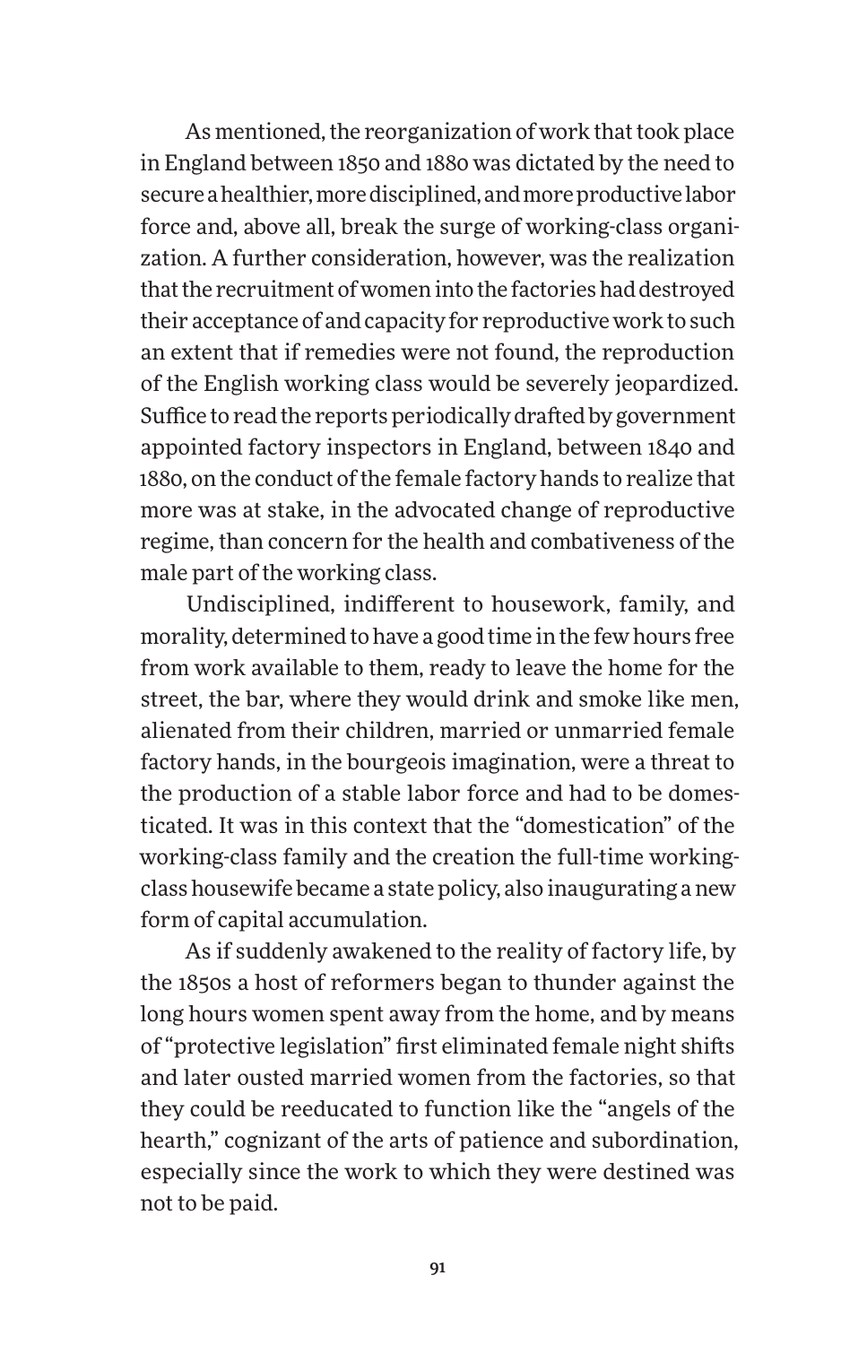As mentioned, the reorganization of work that took place in England between 1850 and 1880 was dictated by the need to secure a healthier, more disciplined, and more productive labor force and, above all, break the surge of working-class organization. A further consideration, however, was the realization that the recruitment of women into the factories had destroyed their acceptance of and capacity for reproductive work to such an extent that if remedies were not found, the reproduction of the English working class would be severely jeopardized. Suffice to read the reports periodically drafted by government appointed factory inspectors in England, between 1840 and 1880, on the conduct of the female factory hands to realize that more was at stake, in the advocated change of reproductive regime, than concern for the health and combativeness of the male part of the working class.

Undisciplined, indifferent to housework, family, and morality, determined to have a good time in the few hours free from work available to them, ready to leave the home for the street, the bar, where they would drink and smoke like men, alienated from their children, married or unmarried female factory hands, in the bourgeois imagination, were a threat to the production of a stable labor force and had to be domesticated. It was in this context that the "domestication" of the working-class family and the creation the full-time working-class housewife became a state policy, also inaugurating a new form of capital accumulation.

As if suddenly awakened to the reality of factory life, by the 1850s a host of reformers began to thunder against the long hours women spent away from the home, and by means of "protective legislation" first eliminated female night shifts and later ousted married women from the factories, so that they could be reeducated to function like the "angels of the hearth," cognizant of the arts of patience and subordination, especially since the work to which they were destined was not to be paid.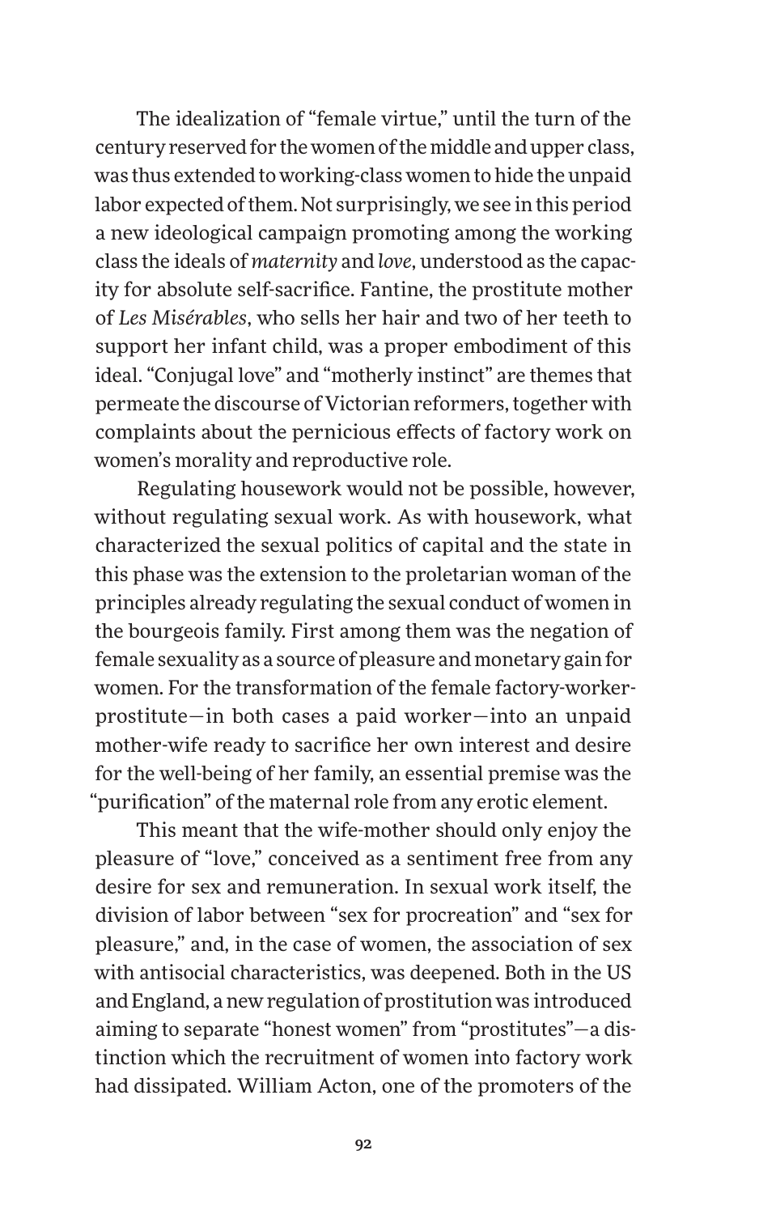The idealization of "female virtue," until the turn of the century reserved for the women of the middle and upper class, was thus extended to working-class women to hide the unpaid labor expected of them. Not surprisingly, we see in this period a new ideological campaign promoting among the working class the ideals of *maternity* and *love*, understood as the capacity for absolute self-sacrifice. Fantine, the prostitute mother of *Les Misérables*, who sells her hair and two of her teeth to support her infant child, was a proper embodiment of this ideal. "Conjugal love" and "motherly instinct" are themes that permeate the discourse of Victorian reformers, together with complaints about the pernicious effects of factory work on women's morality and reproductive role.

Regulating housework would not be possible, however, without regulating sexual work. As with housework, what characterized the sexual politics of capital and the state in this phase was the extension to the proletarian woman of the principles already regulating the sexual conduct of women in the bourgeois family. First among them was the negation of female sexuality as a source of pleasure and monetary gain for women. For the transformation of the female factory-worker-prostitute—in both cases a paid worker—into an unpaid mother-wife ready to sacrifice her own interest and desire for the well-being of her family, an essential premise was the "purification" of the maternal role from any erotic element.

This meant that the wife-mother should only enjoy the pleasure of "love," conceived as a sentiment free from any desire for sex and remuneration. In sexual work itself, the division of labor between "sex for procreation" and "sex for pleasure," and, in the case of women, the association of sex with antisocial characteristics, was deepened. Both in the US and England, a new regulation of prostitution was introduced aiming to separate "honest women" from "prostitutes"—a distinction which the recruitment of women into factory work had dissipated. William Acton, one of the promoters of the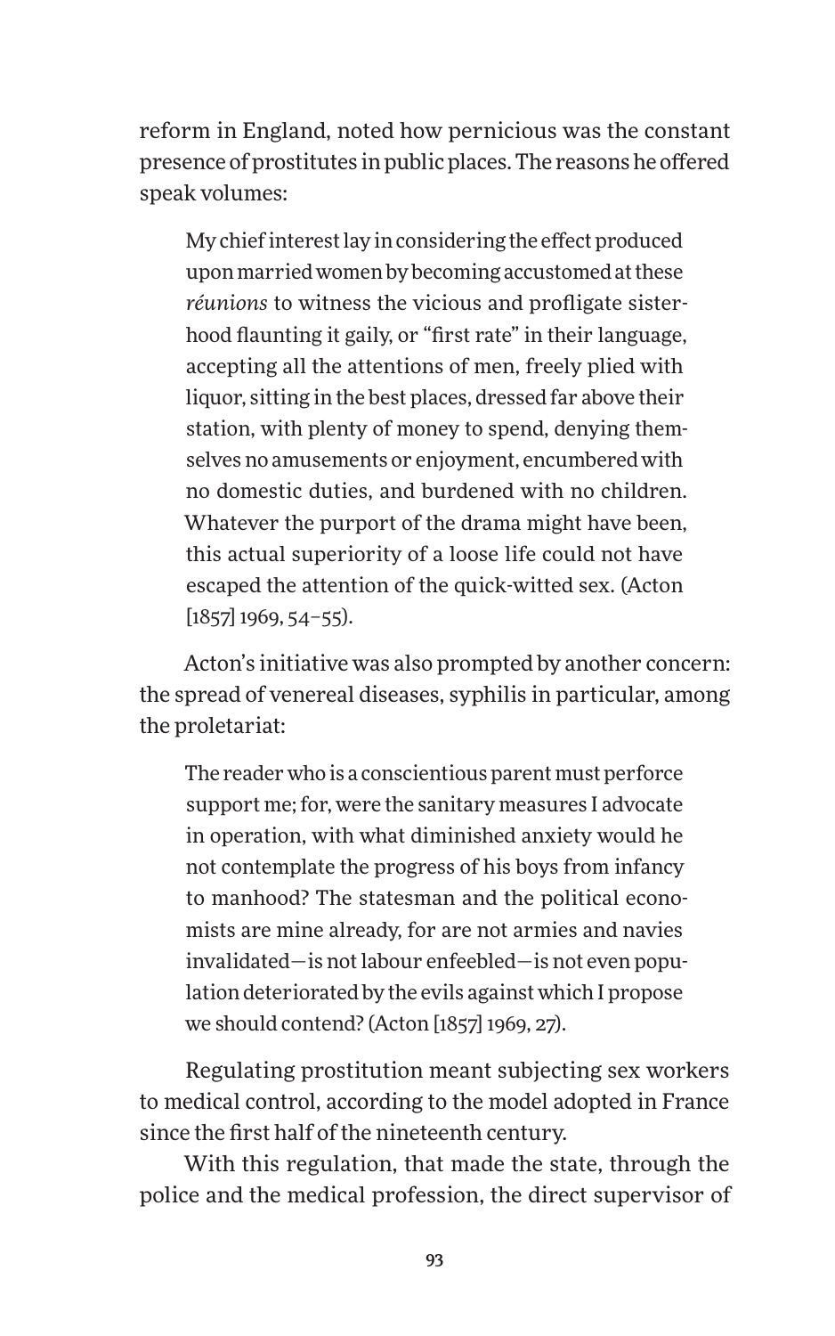reform in England, noted how pernicious was the constant presence of prostitutes in public places. The reasons he offered speak volumes:

> My chief interest lay in considering the effect produced upon married women by becoming accustomed at these *réunions* to witness the vicious and profligate sisterhood flaunting it gaily, or "first rate" in their language, accepting all the attentions of men, freely plied with liquor, sitting in the best places, dressed far above their station, with plenty of money to spend, denying themselves no amusements or enjoyment, encumbered with no domestic duties, and burdened with no children. Whatever the purport of the drama might have been, this actual superiority of a loose life could not have escaped the attention of the quick-witted sex. (Acton [1857] 1969, 54–55).

Acton's initiative was also prompted by another concern: the spread of venereal diseases, syphilis in particular, among the proletariat:

> The reader who is a conscientious parent must perforce support me; for, were the sanitary measures I advocate in operation, with what diminished anxiety would he not contemplate the progress of his boys from infancy to manhood? The statesman and the political economists are mine already, for are not armies and navies invalidated—is not labour enfeebled—is not even population deteriorated by the evils against which I propose we should contend? (Acton [1857] 1969, 27).

Regulating prostitution meant subjecting sex workers to medical control, according to the model adopted in France since the first half of the nineteenth century.

With this regulation, that made the state, through the police and the medical profession, the direct supervisor of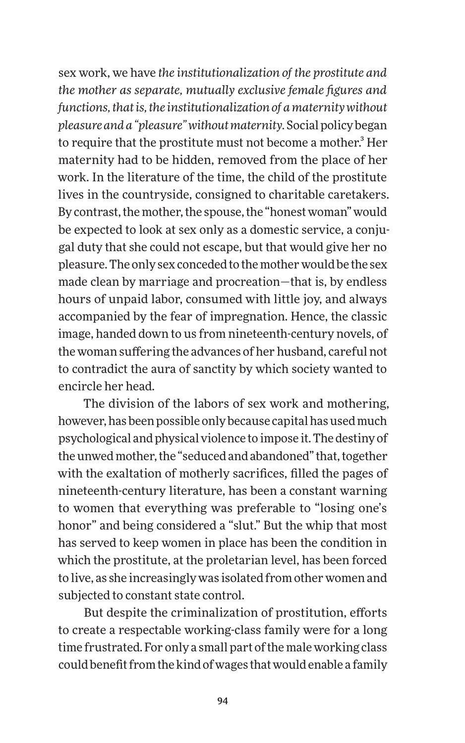sex work, we have *the institutionalization of the prostitute and the mother as separate, mutually exclusive female figures and functions, that is, the institutionalization of a maternity without pleasure and a "pleasure" without maternity.* Social policy began to require that the prostitute must not become a mother.[3] Her maternity had to be hidden, removed from the place of her work. In the literature of the time, the child of the prostitute lives in the countryside, consigned to charitable caretakers. By contrast, the mother, the spouse, the "honest woman" would be expected to look at sex only as a domestic service, a conjugal duty that she could not escape, but that would give her no pleasure. The only sex conceded to the mother would be the sex made clean by marriage and procreation—that is, by endless hours of unpaid labor, consumed with little joy, and always accompanied by the fear of impregnation. Hence, the classic image, handed down to us from nineteenth-century novels, of the woman suffering the advances of her husband, careful not to contradict the aura of sanctity by which society wanted to encircle her head.

The division of the labors of sex work and mothering, however, has been possible only because capital has used much psychological and physical violence to impose it. The destiny of the unwed mother, the "seduced and abandoned" that, together with the exaltation of motherly sacrifices, filled the pages of nineteenth-century literature, has been a constant warning to women that everything was preferable to "losing one's honor" and being considered a "slut." But the whip that most has served to keep women in place has been the condition in which the prostitute, at the proletarian level, has been forced to live, as she increasingly was isolated from other women and subjected to constant state control.

But despite the criminalization of prostitution, efforts to create a respectable working-class family were for a long time frustrated. For only a small part of the male working class could benefit from the kind of wages that would enable a family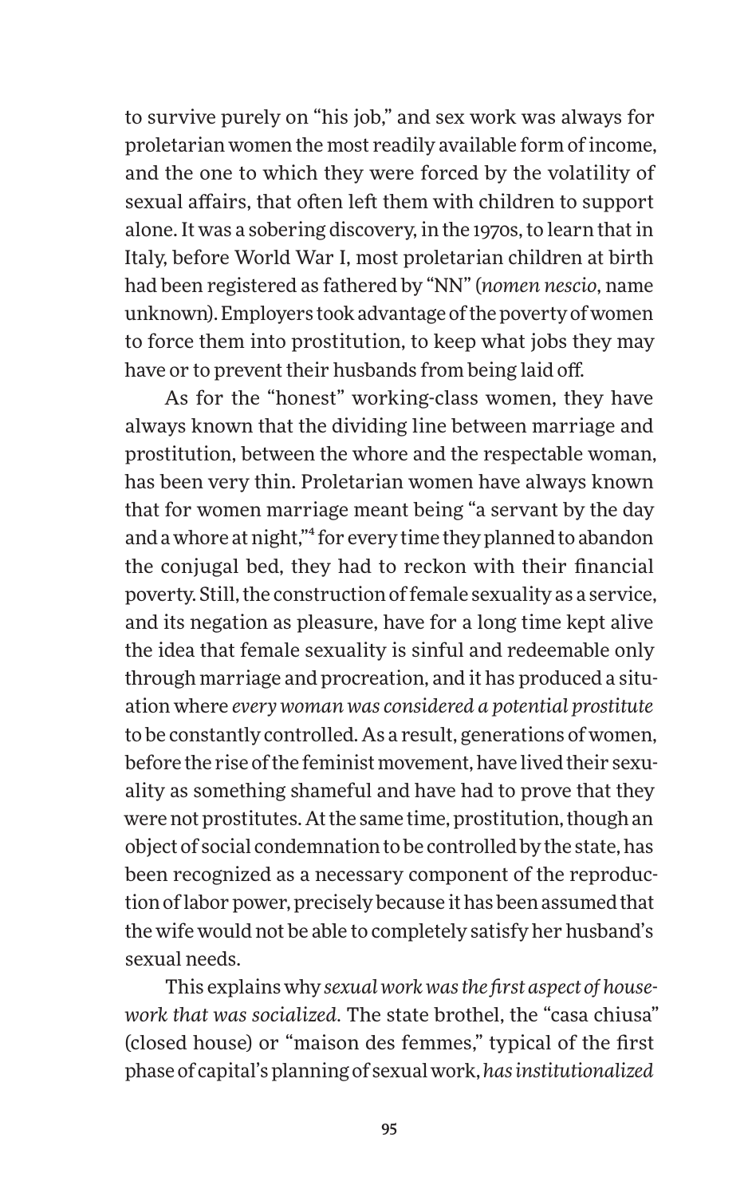to survive purely on "his job," and sex work was always for proletarian women the most readily available form of income, and the one to which they were forced by the volatility of sexual affairs, that often left them with children to support alone. It was a sobering discovery, in the 1970s, to learn that in Italy, before World War I, most proletarian children at birth had been registered as fathered by "NN" (*nomen nescio*, name unknown). Employers took advantage of the poverty of women to force them into prostitution, to keep what jobs they may have or to prevent their husbands from being laid off.

As for the "honest" working-class women, they have always known that the dividing line between marriage and prostitution, between the whore and the respectable woman, has been very thin. Proletarian women have always known that for women marriage meant being "a servant by the day and a whore at night,"[4] for every time they planned to abandon the conjugal bed, they had to reckon with their financial poverty. Still, the construction of female sexuality as a service, and its negation as pleasure, have for a long time kept alive the idea that female sexuality is sinful and redeemable only through marriage and procreation, and it has produced a situation where *every woman was considered a potential prostitute* to be constantly controlled. As a result, generations of women, before the rise of the feminist movement, have lived their sexuality as something shameful and have had to prove that they were not prostitutes. At the same time, prostitution, though an object of social condemnation to be controlled by the state, has been recognized as a necessary component of the reproduction of labor power, precisely because it has been assumed that the wife would not be able to completely satisfy her husband's sexual needs.

This explains why *sexual work was the first aspect of housework that was socialized*. The state brothel, the "casa chiusa" (closed house) or "maison des femmes," typical of the first phase of capital's planning of sexual work, *has institutionalized*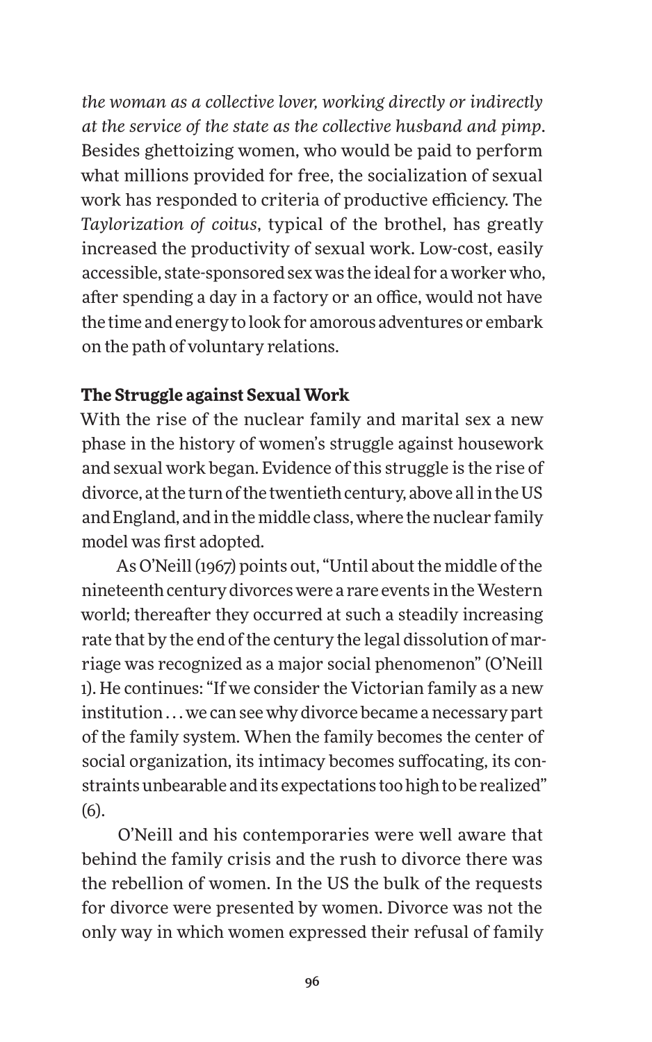*the woman as a collective lover, working directly or indirectly at the service of the state as the collective husband and pimp*. Besides ghettoizing women, who would be paid to perform what millions provided for free, the socialization of sexual work has responded to criteria of productive efficiency. The *Taylorization of coitus*, typical of the brothel, has greatly increased the productivity of sexual work. Low-cost, easily accessible, state-sponsored sex was the ideal for a worker who, after spending a day in a factory or an office, would not have the time and energy to look for amorous adventures or embark on the path of voluntary relations.

### The Struggle against Sexual Work

With the rise of the nuclear family and marital sex a new phase in the history of women's struggle against housework and sexual work began. Evidence of this struggle is the rise of divorce, at the turn of the twentieth century, above all in the US and England, and in the middle class, where the nuclear family model was first adopted.

As O'Neill (1967) points out, "Until about the middle of the nineteenth century divorces were a rare events in the Western world; thereafter they occurred at such a steadily increasing rate that by the end of the century the legal dissolution of marriage was recognized as a major social phenomenon" (O'Neill 1). He continues: "If we consider the Victorian family as a new institution . . . we can see why divorce became a necessary part of the family system. When the family becomes the center of social organization, its intimacy becomes suffocating, its constraints unbearable and its expectations too high to be realized" (6).

O'Neill and his contemporaries were well aware that behind the family crisis and the rush to divorce there was the rebellion of women. In the US the bulk of the requests for divorce were presented by women. Divorce was not the only way in which women expressed their refusal of family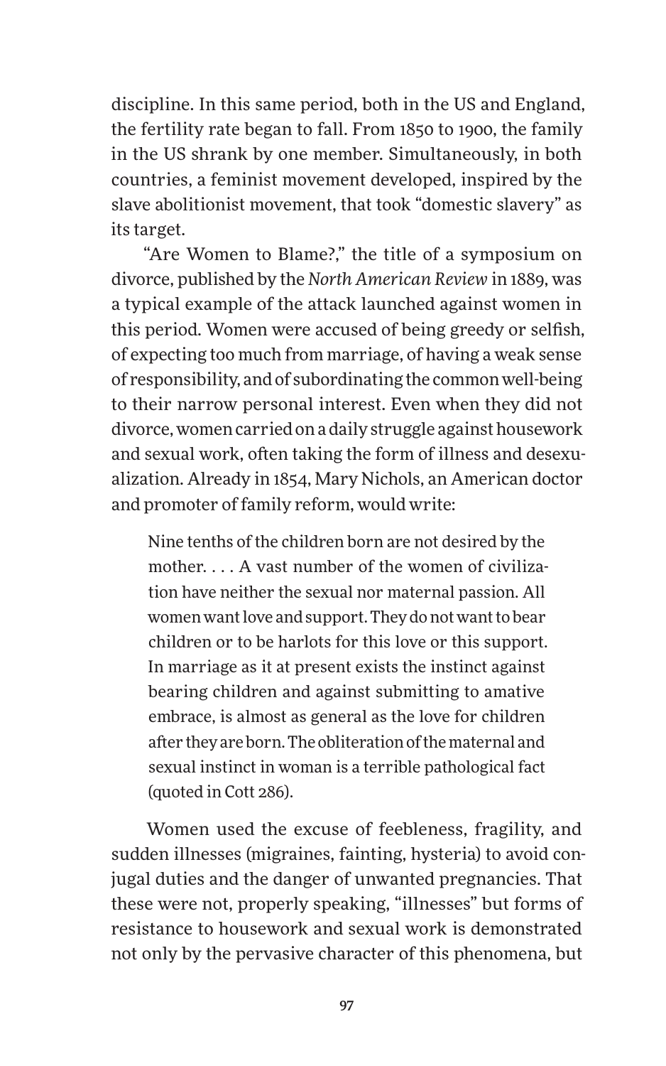discipline. In this same period, both in the US and England, the fertility rate began to fall. From 1850 to 1900, the family in the US shrank by one member. Simultaneously, in both countries, a feminist movement developed, inspired by the slave abolitionist movement, that took "domestic slavery" as its target.

"Are Women to Blame?," the title of a symposium on divorce, published by the *North American Review* in 1889, was a typical example of the attack launched against women in this period. Women were accused of being greedy or selfish, of expecting too much from marriage, of having a weak sense of responsibility, and of subordinating the common well-being to their narrow personal interest. Even when they did not divorce, women carried on a daily struggle against housework and sexual work, often taking the form of illness and desexualization. Already in 1854, Mary Nichols, an American doctor and promoter of family reform, would write:

> Nine tenths of the children born are not desired by the mother. . . . A vast number of the women of civilization have neither the sexual nor maternal passion. All women want love and support. They do not want to bear children or to be harlots for this love or this support. In marriage as it at present exists the instinct against bearing children and against submitting to amative embrace, is almost as general as the love for children after they are born. The obliteration of the maternal and sexual instinct in woman is a terrible pathological fact (quoted in Cott 286).

Women used the excuse of feebleness, fragility, and sudden illnesses (migraines, fainting, hysteria) to avoid conjugal duties and the danger of unwanted pregnancies. That these were not, properly speaking, "illnesses" but forms of resistance to housework and sexual work is demonstrated not only by the pervasive character of this phenomena, but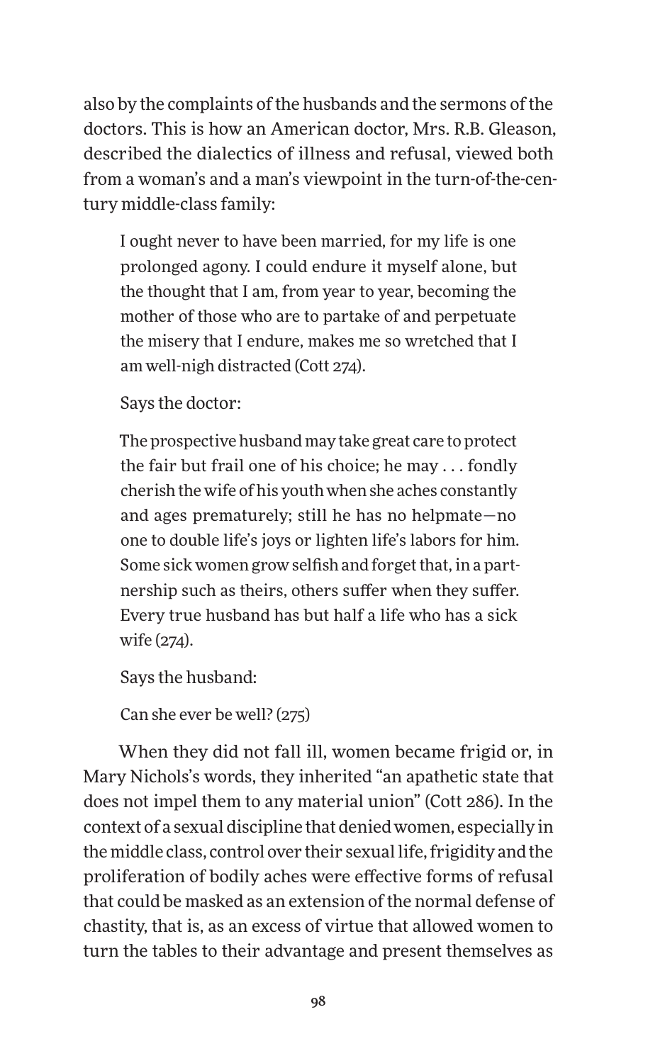also by the complaints of the husbands and the sermons of the doctors. This is how an American doctor, Mrs. R.B. Gleason, described the dialectics of illness and refusal, viewed both from a woman's and a man's viewpoint in the turn-of-the-century middle-class family:

> I ought never to have been married, for my life is one prolonged agony. I could endure it myself alone, but the thought that I am, from year to year, becoming the mother of those who are to partake of and perpetuate the misery that I endure, makes me so wretched that I am well-nigh distracted (Cott 274).
>
> Says the doctor:
>
> The prospective husband may take great care to protect the fair but frail one of his choice; he may . . . fondly cherish the wife of his youth when she aches constantly and ages prematurely; still he has no helpmate—no one to double life's joys or lighten life's labors for him. Some sick women grow selfish and forget that, in a partnership such as theirs, others suffer when they suffer. Every true husband has but half a life who has a sick wife (274).
>
> Says the husband:
>
> Can she ever be well? (275)

When they did not fall ill, women became frigid or, in Mary Nichols's words, they inherited "an apathetic state that does not impel them to any material union" (Cott 286). In the context of a sexual discipline that denied women, especially in the middle class, control over their sexual life, frigidity and the proliferation of bodily aches were effective forms of refusal that could be masked as an extension of the normal defense of chastity, that is, as an excess of virtue that allowed women to turn the tables to their advantage and present themselves as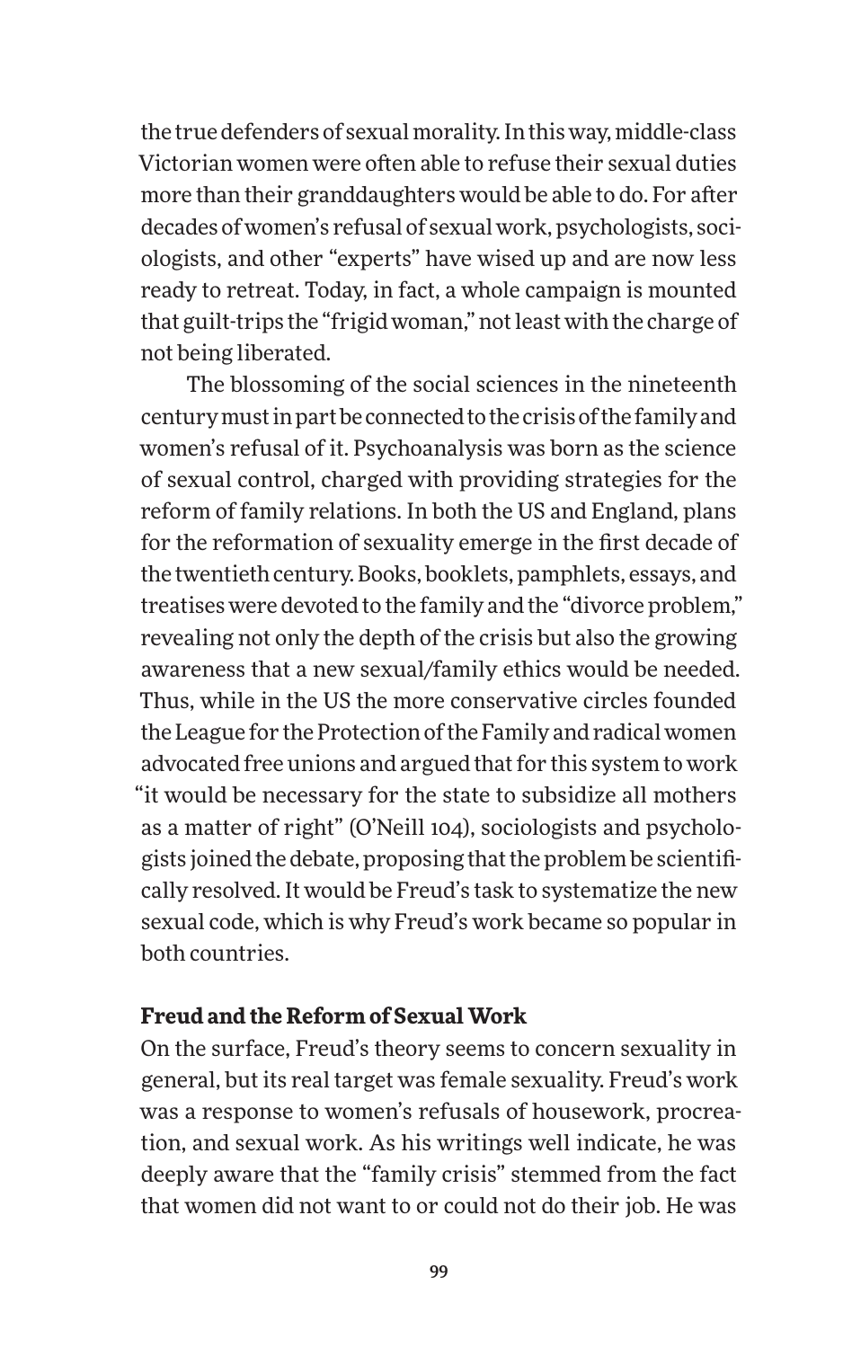the true defenders of sexual morality. In this way, middle-class Victorian women were often able to refuse their sexual duties more than their granddaughters would be able to do. For after decades of women's refusal of sexual work, psychologists, sociologists, and other "experts" have wised up and are now less ready to retreat. Today, in fact, a whole campaign is mounted that guilt-trips the "frigid woman," not least with the charge of not being liberated.

The blossoming of the social sciences in the nineteenth century must in part be connected to the crisis of the family and women's refusal of it. Psychoanalysis was born as the science of sexual control, charged with providing strategies for the reform of family relations. In both the US and England, plans for the reformation of sexuality emerge in the first decade of the twentieth century. Books, booklets, pamphlets, essays, and treatises were devoted to the family and the "divorce problem," revealing not only the depth of the crisis but also the growing awareness that a new sexual/family ethics would be needed. Thus, while in the US the more conservative circles founded the League for the Protection of the Family and radical women advocated free unions and argued that for this system to work "it would be necessary for the state to subsidize all mothers as a matter of right" (O'Neill 104), sociologists and psychologists joined the debate, proposing that the problem be scientifically resolved. It would be Freud's task to systematize the new sexual code, which is why Freud's work became so popular in both countries.

## Freud and the Reform of Sexual Work

On the surface, Freud's theory seems to concern sexuality in general, but its real target was female sexuality. Freud's work was a response to women's refusals of housework, procreation, and sexual work. As his writings well indicate, he was deeply aware that the "family crisis" stemmed from the fact that women did not want to or could not do their job. He was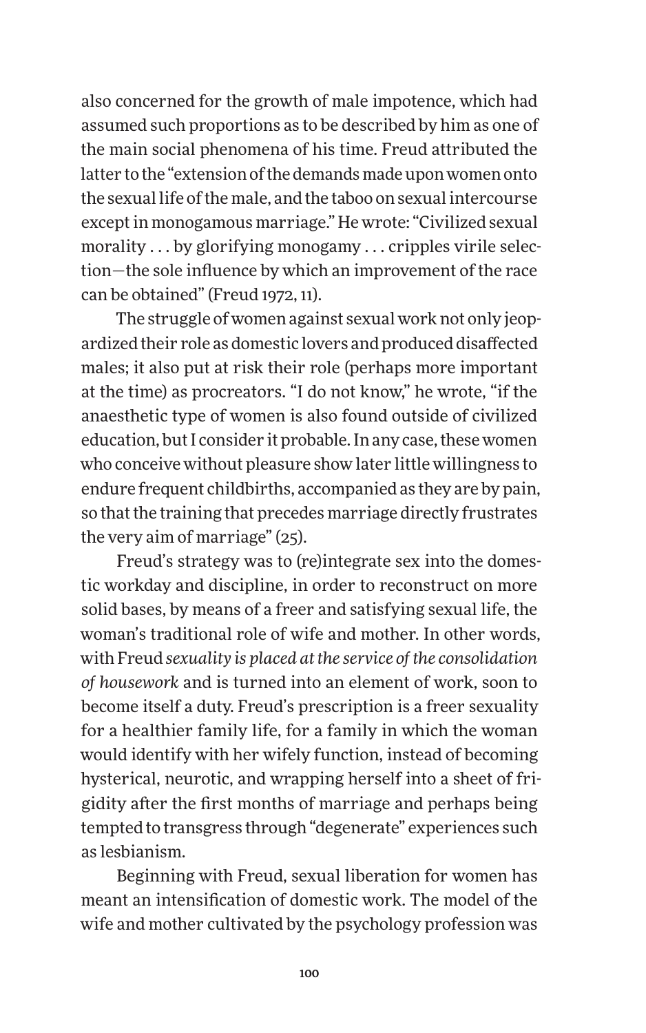also concerned for the growth of male impotence, which had assumed such proportions as to be described by him as one of the main social phenomena of his time. Freud attributed the latter to the "extension of the demands made upon women onto the sexual life of the male, and the taboo on sexual intercourse except in monogamous marriage." He wrote: "Civilized sexual morality . . . by glorifying monogamy . . . cripples virile selection—the sole influence by which an improvement of the race can be obtained" (Freud 1972, 11).

The struggle of women against sexual work not only jeopardized their role as domestic lovers and produced disaffected males; it also put at risk their role (perhaps more important at the time) as procreators. "I do not know," he wrote, "if the anaesthetic type of women is also found outside of civilized education, but I consider it probable. In any case, these women who conceive without pleasure show later little willingness to endure frequent childbirths, accompanied as they are by pain, so that the training that precedes marriage directly frustrates the very aim of marriage" (25).

Freud's strategy was to (re)integrate sex into the domestic workday and discipline, in order to reconstruct on more solid bases, by means of a freer and satisfying sexual life, the woman's traditional role of wife and mother. In other words, with Freud *sexuality is placed at the service of the consolidation of housework* and is turned into an element of work, soon to become itself a duty. Freud's prescription is a freer sexuality for a healthier family life, for a family in which the woman would identify with her wifely function, instead of becoming hysterical, neurotic, and wrapping herself into a sheet of frigidity after the first months of marriage and perhaps being tempted to transgress through "degenerate" experiences such as lesbianism.

Beginning with Freud, sexual liberation for women has meant an intensification of domestic work. The model of the wife and mother cultivated by the psychology profession was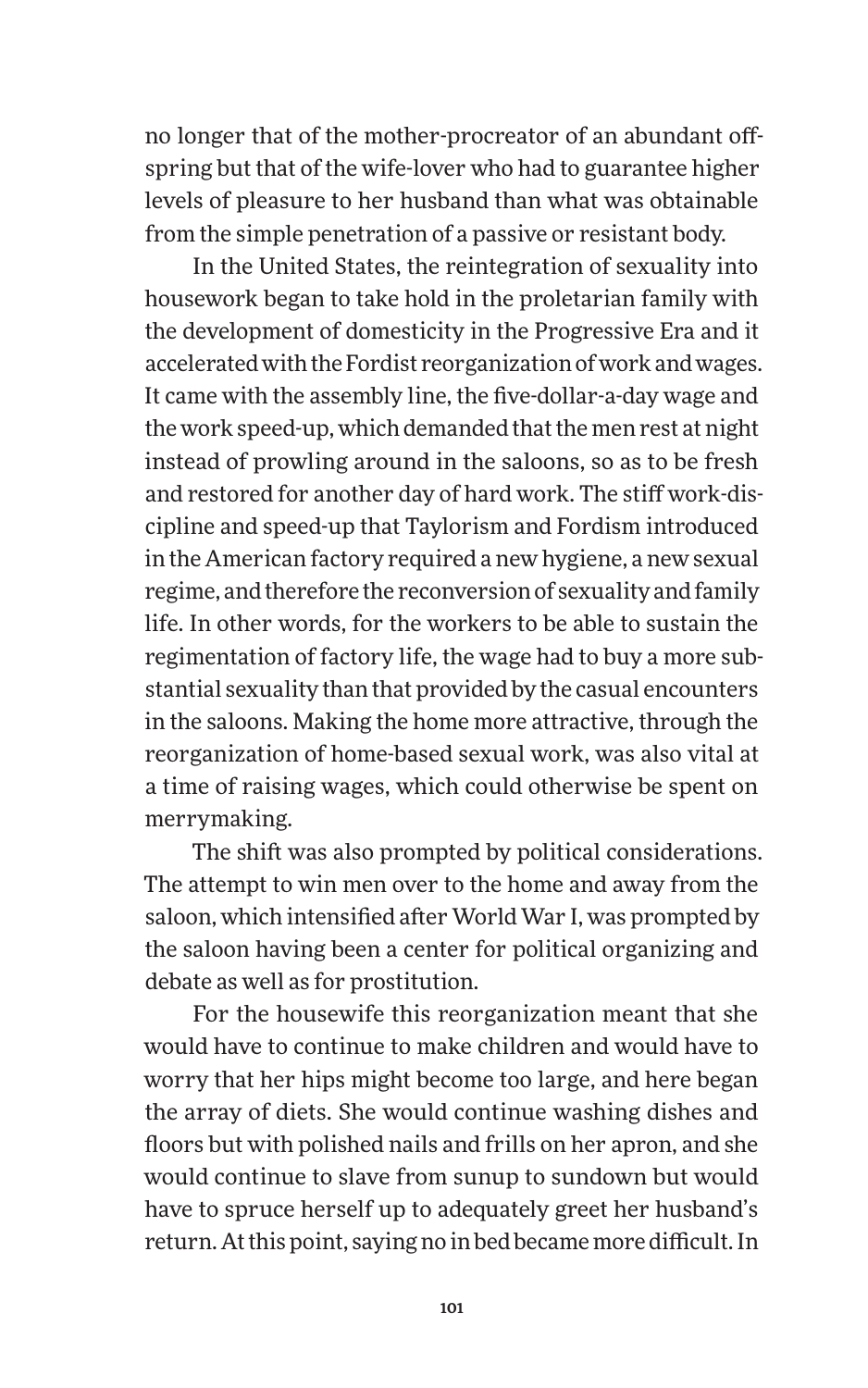no longer that of the mother-procreator of an abundant offspring but that of the wife-lover who had to guarantee higher levels of pleasure to her husband than what was obtainable from the simple penetration of a passive or resistant body.

In the United States, the reintegration of sexuality into housework began to take hold in the proletarian family with the development of domesticity in the Progressive Era and it accelerated with the Fordist reorganization of work and wages. It came with the assembly line, the five-dollar-a-day wage and the work speed-up, which demanded that the men rest at night instead of prowling around in the saloons, so as to be fresh and restored for another day of hard work. The stiff work-discipline and speed-up that Taylorism and Fordism introduced in the American factory required a new hygiene, a new sexual regime, and therefore the reconversion of sexuality and family life. In other words, for the workers to be able to sustain the regimentation of factory life, the wage had to buy a more substantial sexuality than that provided by the casual encounters in the saloons. Making the home more attractive, through the reorganization of home-based sexual work, was also vital at a time of raising wages, which could otherwise be spent on merrymaking.

The shift was also prompted by political considerations. The attempt to win men over to the home and away from the saloon, which intensified after World War I, was prompted by the saloon having been a center for political organizing and debate as well as for prostitution.

For the housewife this reorganization meant that she would have to continue to make children and would have to worry that her hips might become too large, and here began the array of diets. She would continue washing dishes and floors but with polished nails and frills on her apron, and she would continue to slave from sunup to sundown but would have to spruce herself up to adequately greet her husband's return. At this point, saying no in bed became more difficult. In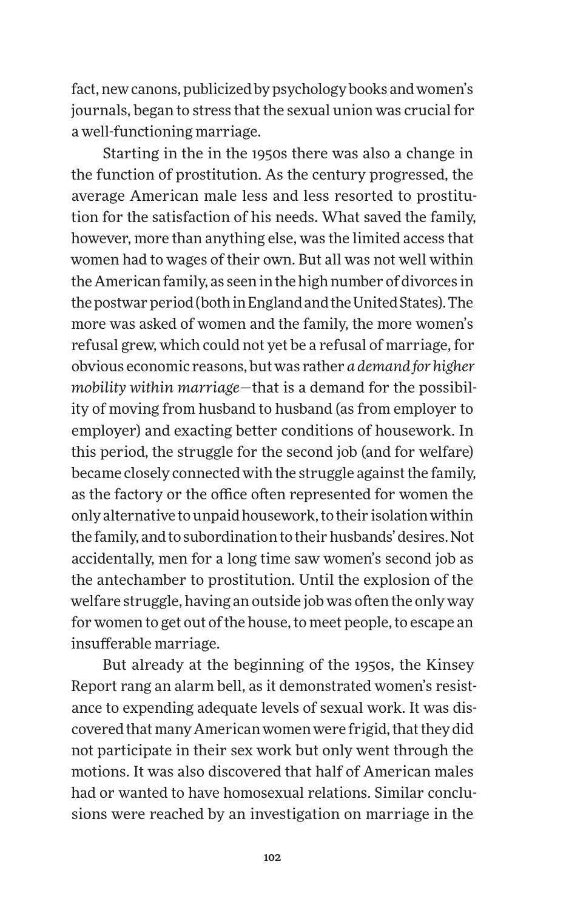fact, new canons, publicized by psychology books and women's journals, began to stress that the sexual union was crucial for a well-functioning marriage.

Starting in the in the 1950s there was also a change in the function of prostitution. As the century progressed, the average American male less and less resorted to prostitution for the satisfaction of his needs. What saved the family, however, more than anything else, was the limited access that women had to wages of their own. But all was not well within the American family, as seen in the high number of divorces in the postwar period (both in England and the United States). The more was asked of women and the family, the more women's refusal grew, which could not yet be a refusal of marriage, for obvious economic reasons, but was rather *a demand for higher mobility within marriage*—that is a demand for the possibility of moving from husband to husband (as from employer to employer) and exacting better conditions of housework. In this period, the struggle for the second job (and for welfare) became closely connected with the struggle against the family, as the factory or the office often represented for women the only alternative to unpaid housework, to their isolation within the family, and to subordination to their husbands' desires. Not accidentally, men for a long time saw women's second job as the antechamber to prostitution. Until the explosion of the welfare struggle, having an outside job was often the only way for women to get out of the house, to meet people, to escape an insufferable marriage.

But already at the beginning of the 1950s, the Kinsey Report rang an alarm bell, as it demonstrated women's resistance to expending adequate levels of sexual work. It was discovered that many American women were frigid, that they did not participate in their sex work but only went through the motions. It was also discovered that half of American males had or wanted to have homosexual relations. Similar conclusions were reached by an investigation on marriage in the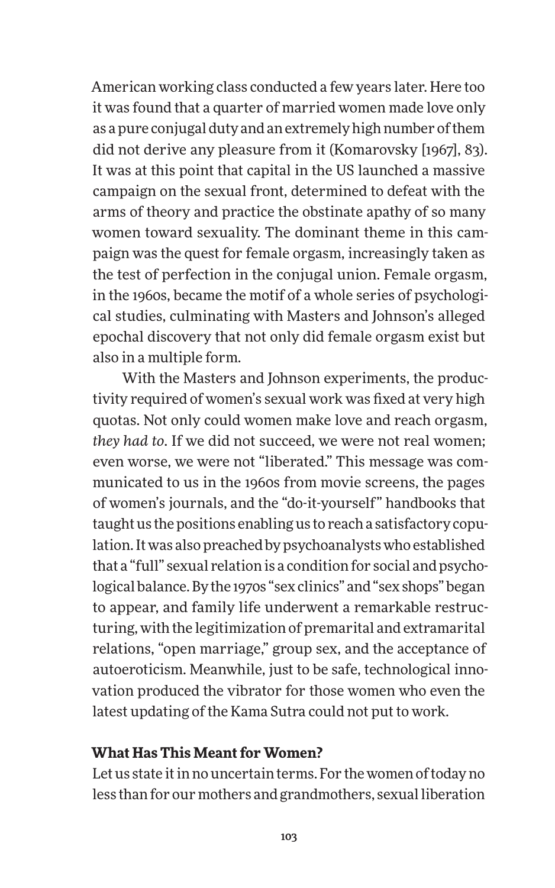American working class conducted a few years later. Here too it was found that a quarter of married women made love only as a pure conjugal duty and an extremely high number of them did not derive any pleasure from it (Komarovsky [1967], 83). It was at this point that capital in the US launched a massive campaign on the sexual front, determined to defeat with the arms of theory and practice the obstinate apathy of so many women toward sexuality. The dominant theme in this campaign was the quest for female orgasm, increasingly taken as the test of perfection in the conjugal union. Female orgasm, in the 1960s, became the motif of a whole series of psychological studies, culminating with Masters and Johnson's alleged epochal discovery that not only did female orgasm exist but also in a multiple form.

With the Masters and Johnson experiments, the productivity required of women's sexual work was fixed at very high quotas. Not only could women make love and reach orgasm, *they had to*. If we did not succeed, we were not real women; even worse, we were not "liberated." This message was communicated to us in the 1960s from movie screens, the pages of women's journals, and the "do-it-yourself" handbooks that taught us the positions enabling us to reach a satisfactory copulation. It was also preached by psychoanalysts who established that a "full" sexual relation is a condition for social and psychological balance. By the 1970s "sex clinics" and "sex shops" began to appear, and family life underwent a remarkable restructuring, with the legitimization of premarital and extramarital relations, "open marriage," group sex, and the acceptance of autoeroticism. Meanwhile, just to be safe, technological innovation produced the vibrator for those women who even the latest updating of the Kama Sutra could not put to work.

### What Has This Meant for Women?

Let us state it in no uncertain terms. For the women of today no less than for our mothers and grandmothers, sexual liberation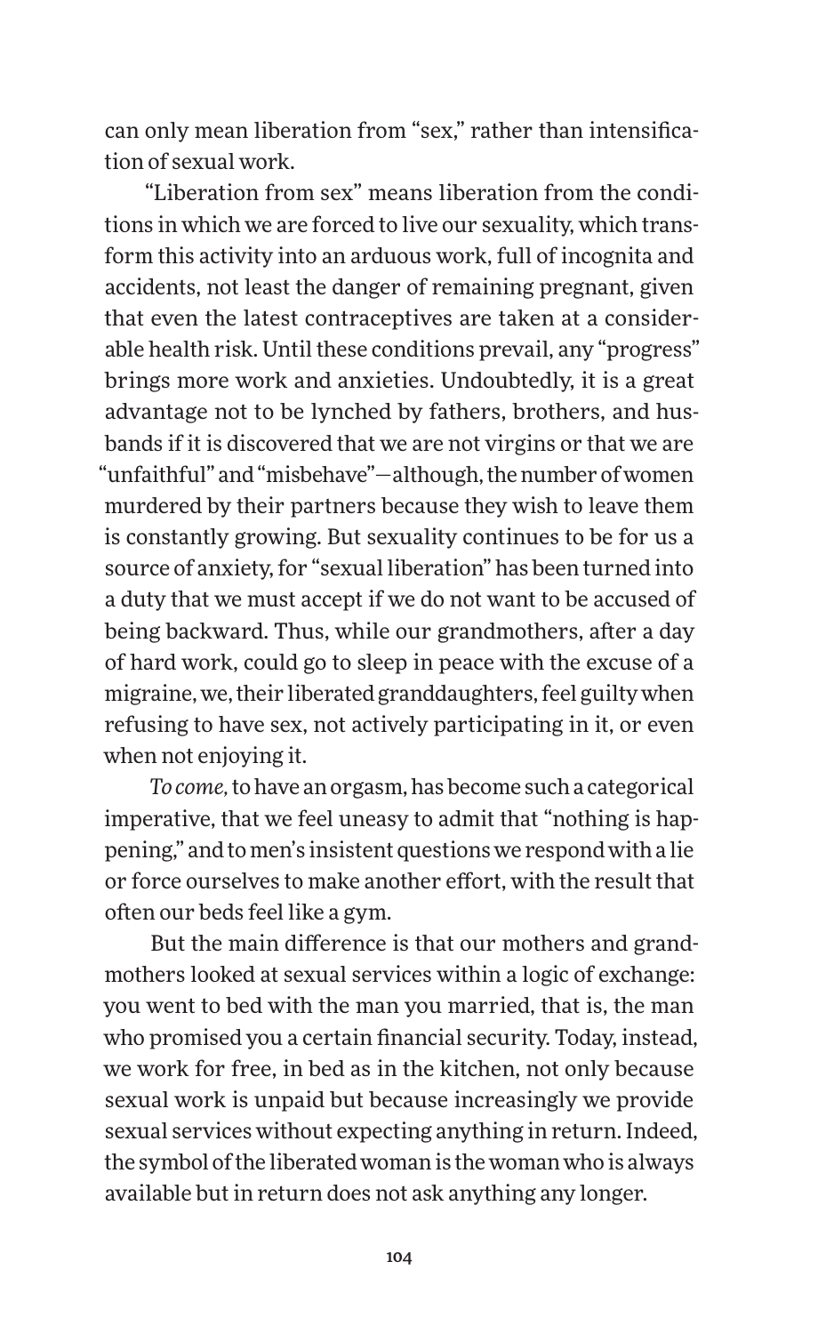can only mean liberation from "sex," rather than intensification of sexual work.

"Liberation from sex" means liberation from the conditions in which we are forced to live our sexuality, which transform this activity into an arduous work, full of incognita and accidents, not least the danger of remaining pregnant, given that even the latest contraceptives are taken at a considerable health risk. Until these conditions prevail, any "progress" brings more work and anxieties. Undoubtedly, it is a great advantage not to be lynched by fathers, brothers, and husbands if it is discovered that we are not virgins or that we are "unfaithful" and "misbehave"—although, the number of women murdered by their partners because they wish to leave them is constantly growing. But sexuality continues to be for us a source of anxiety, for "sexual liberation" has been turned into a duty that we must accept if we do not want to be accused of being backward. Thus, while our grandmothers, after a day of hard work, could go to sleep in peace with the excuse of a migraine, we, their liberated granddaughters, feel guilty when refusing to have sex, not actively participating in it, or even when not enjoying it.

*To come,* to have an orgasm, has become such a categorical imperative, that we feel uneasy to admit that "nothing is happening," and to men's insistent questions we respond with a lie or force ourselves to make another effort, with the result that often our beds feel like a gym.

But the main difference is that our mothers and grandmothers looked at sexual services within a logic of exchange: you went to bed with the man you married, that is, the man who promised you a certain financial security. Today, instead, we work for free, in bed as in the kitchen, not only because sexual work is unpaid but because increasingly we provide sexual services without expecting anything in return. Indeed, the symbol of the liberated woman is the woman who is always available but in return does not ask anything any longer.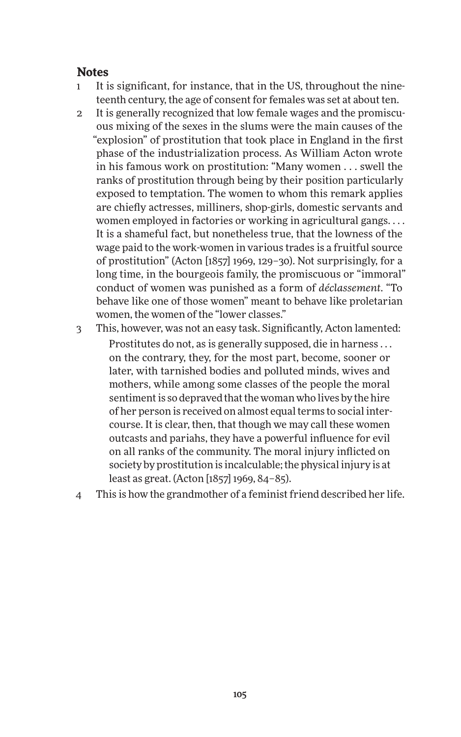## Notes

1. It is significant, for instance, that in the US, throughout the nineteenth century, the age of consent for females was set at about ten.
2. It is generally recognized that low female wages and the promiscuous mixing of the sexes in the slums were the main causes of the "explosion" of prostitution that took place in England in the first phase of the industrialization process. As William Acton wrote in his famous work on prostitution: "Many women . . . swell the ranks of prostitution through being by their position particularly exposed to temptation. The women to whom this remark applies are chiefly actresses, milliners, shop-girls, domestic servants and women employed in factories or working in agricultural gangs. . . . It is a shameful fact, but nonetheless true, that the lowness of the wage paid to the work-women in various trades is a fruitful source of prostitution" (Acton [1857] 1969, 129–30). Not surprisingly, for a long time, in the bourgeois family, the promiscuous or "immoral" conduct of women was punished as a form of *déclassement*. "To behave like one of those women" meant to behave like proletarian women, the women of the "lower classes."
3. This, however, was not an easy task. Significantly, Acton lamented:

   > Prostitutes do not, as is generally supposed, die in harness . . . on the contrary, they, for the most part, become, sooner or later, with tarnished bodies and polluted minds, wives and mothers, while among some classes of the people the moral sentiment is so depraved that the woman who lives by the hire of her person is received on almost equal terms to social intercourse. It is clear, then, that though we may call these women outcasts and pariahs, they have a powerful influence for evil on all ranks of the community. The moral injury inflicted on society by prostitution is incalculable; the physical injury is at least as great. (Acton [1857] 1969, 84–85).

4. This is how the grandmother of a feminist friend described her life.